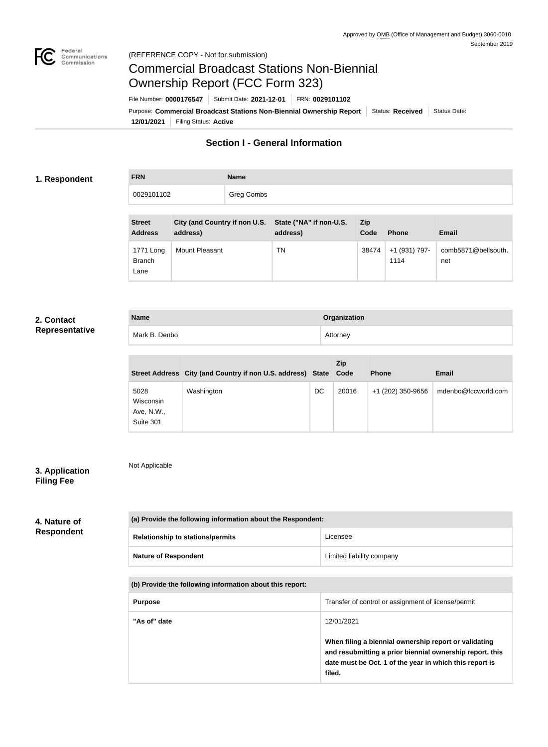Approved by OMB (Office of Management and Budget) 3060-0010
September 2019

(REFERENCE COPY - Not for submission)

# Commercial Broadcast Stations Non-Biennial Ownership Report (FCC Form 323)

File Number: **0000176547** | Submit Date: **2021-12-01** | FRN: **0029101102**

Purpose: **Commercial Broadcast Stations Non-Biennial Ownership Report** | Status: **Received** | Status Date: **12/01/2021** | Filing Status: **Active**

## Section I - General Information

### 1. Respondent

| FRN | Name |
| --- | --- |
| 0029101102 | Greg Combs |

| Street Address | City (and Country if non U.S. address) | State ("NA" if non-U.S. address) | Zip Code | Phone | Email |
| --- | --- | --- | --- | --- | --- |
| 1771 Long Branch Lane | Mount Pleasant | TN | 38474 | +1 (931) 797-1114 | comb5871@bellsouth.net |

### 2. Contact Representative

| Name | Organization |
| --- | --- |
| Mark B. Denbo | Attorney |

| Street Address | City (and Country if non U.S. address) | State | Zip Code | Phone | Email |
| --- | --- | --- | --- | --- | --- |
| 5028 Wisconsin Ave, N.W., Suite 301 | Washington | DC | 20016 | +1 (202) 350-9656 | mdenbo@fccworld.com |

### 3. Application Filing Fee

Not Applicable

### 4. Nature of Respondent

| (a) Provide the following information about the Respondent: | |
| --- | --- |
| **Relationship to stations/permits** | Licensee |
| **Nature of Respondent** | Limited liability company |

| (b) Provide the following information about this report: | |
| --- | --- |
| **Purpose** | Transfer of control or assignment of license/permit |
| **"As of" date** | 12/01/2021<br><br>**When filing a biennial ownership report or validating and resubmitting a prior biennial ownership report, this date must be Oct. 1 of the year in which this report is filed.** |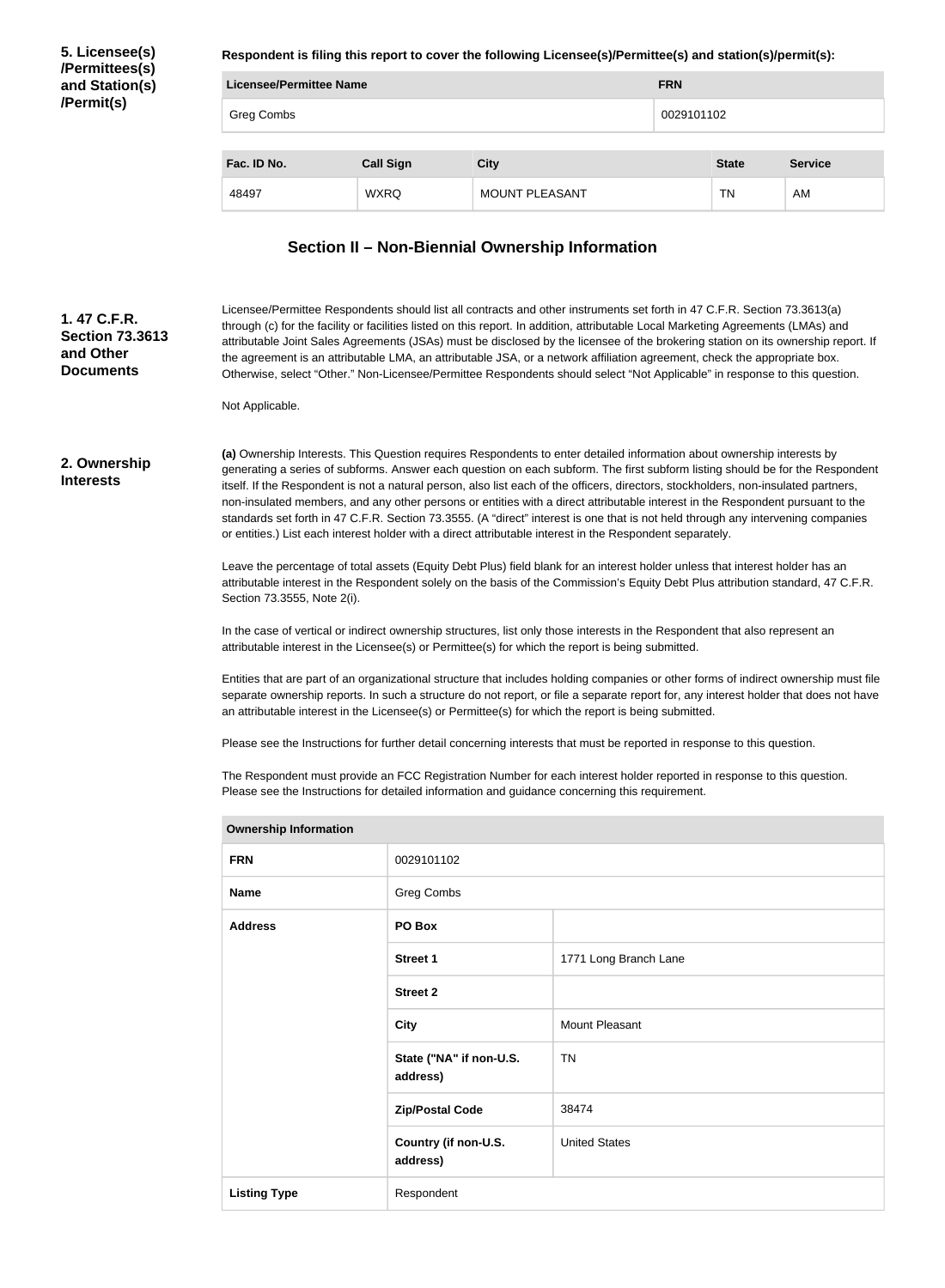**5. Licensee(s) /Permittees(s) and Station(s) /Permit(s)**

**Respondent is filing this report to cover the following Licensee(s)/Permittee(s) and station(s)/permit(s):**

| Licensee/Permittee Name | FRN |
| --- | --- |
| Greg Combs | 0029101102 |

| Fac. ID No. | Call Sign | City | State | Service |
| --- | --- | --- | --- | --- |
| 48497 | WXRQ | MOUNT PLEASANT | TN | AM |

## Section II – Non-Biennial Ownership Information

**1. 47 C.F.R. Section 73.3613 and Other Documents**

Licensee/Permittee Respondents should list all contracts and other instruments set forth in 47 C.F.R. Section 73.3613(a) through (c) for the facility or facilities listed on this report. In addition, attributable Local Marketing Agreements (LMAs) and attributable Joint Sales Agreements (JSAs) must be disclosed by the licensee of the brokering station on its ownership report. If the agreement is an attributable LMA, an attributable JSA, or a network affiliation agreement, check the appropriate box. Otherwise, select "Other." Non-Licensee/Permittee Respondents should select "Not Applicable" in response to this question.

Not Applicable.

**2. Ownership Interests**

**(a)** Ownership Interests. This Question requires Respondents to enter detailed information about ownership interests by generating a series of subforms. Answer each question on each subform. The first subform listing should be for the Respondent itself. If the Respondent is not a natural person, also list each of the officers, directors, stockholders, non-insulated partners, non-insulated members, and any other persons or entities with a direct attributable interest in the Respondent pursuant to the standards set forth in 47 C.F.R. Section 73.3555. (A "direct" interest is one that is not held through any intervening companies or entities.) List each interest holder with a direct attributable interest in the Respondent separately.

Leave the percentage of total assets (Equity Debt Plus) field blank for an interest holder unless that interest holder has an attributable interest in the Respondent solely on the basis of the Commission's Equity Debt Plus attribution standard, 47 C.F.R. Section 73.3555, Note 2(i).

In the case of vertical or indirect ownership structures, list only those interests in the Respondent that also represent an attributable interest in the Licensee(s) or Permittee(s) for which the report is being submitted.

Entities that are part of an organizational structure that includes holding companies or other forms of indirect ownership must file separate ownership reports. In such a structure do not report, or file a separate report for, any interest holder that does not have an attributable interest in the Licensee(s) or Permittee(s) for which the report is being submitted.

Please see the Instructions for further detail concerning interests that must be reported in response to this question.

The Respondent must provide an FCC Registration Number for each interest holder reported in response to this question. Please see the Instructions for detailed information and guidance concerning this requirement.

| Ownership Information | | |
| --- | --- | --- |
| FRN | 0029101102 | |
| Name | Greg Combs | |
| Address | PO Box | |
| | Street 1 | 1771 Long Branch Lane |
| | Street 2 | |
| | City | Mount Pleasant |
| | State ("NA" if non-U.S. address) | TN |
| | Zip/Postal Code | 38474 |
| | Country (if non-U.S. address) | United States |
| Listing Type | Respondent | |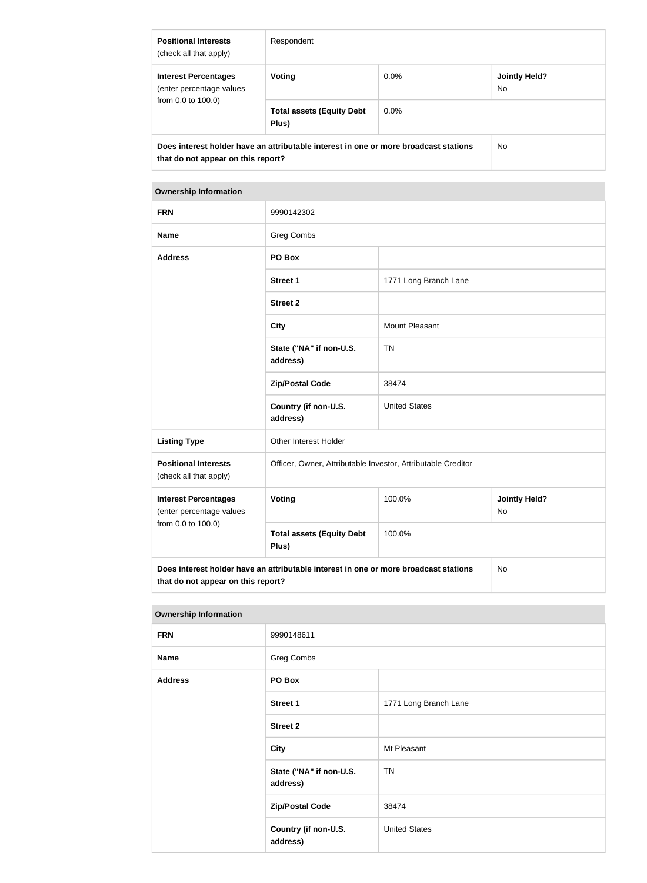| **Positional Interests** (check all that apply) | Respondent | | |
| --- | --- | --- | --- |
| **Interest Percentages** (enter percentage values from 0.0 to 100.0) | **Voting** | 0.0% | **Jointly Held?** No |
| | **Total assets (Equity Debt Plus)** | 0.0% | |
| **Does interest holder have an attributable interest in one or more broadcast stations that do not appear on this report?** | | | No |

| **Ownership Information** | | | |
| --- | --- | --- | --- |
| **FRN** | 9990142302 | | |
| **Name** | Greg Combs | | |
| **Address** | **PO Box** | | |
| | **Street 1** | 1771 Long Branch Lane | |
| | **Street 2** | | |
| | **City** | Mount Pleasant | |
| | **State ("NA" if non-U.S. address)** | TN | |
| | **Zip/Postal Code** | 38474 | |
| | **Country (if non-U.S. address)** | United States | |
| **Listing Type** | Other Interest Holder | | |
| **Positional Interests** (check all that apply) | Officer, Owner, Attributable Investor, Attributable Creditor | | |
| **Interest Percentages** (enter percentage values from 0.0 to 100.0) | **Voting** | 100.0% | **Jointly Held?** No |
| | **Total assets (Equity Debt Plus)** | 100.0% | |
| **Does interest holder have an attributable interest in one or more broadcast stations that do not appear on this report?** | | | No |

| **Ownership Information** | | |
| --- | --- | --- |
| **FRN** | 9990148611 | |
| **Name** | Greg Combs | |
| **Address** | **PO Box** | |
| | **Street 1** | 1771 Long Branch Lane |
| | **Street 2** | |
| | **City** | Mt Pleasant |
| | **State ("NA" if non-U.S. address)** | TN |
| | **Zip/Postal Code** | 38474 |
| | **Country (if non-U.S. address)** | United States |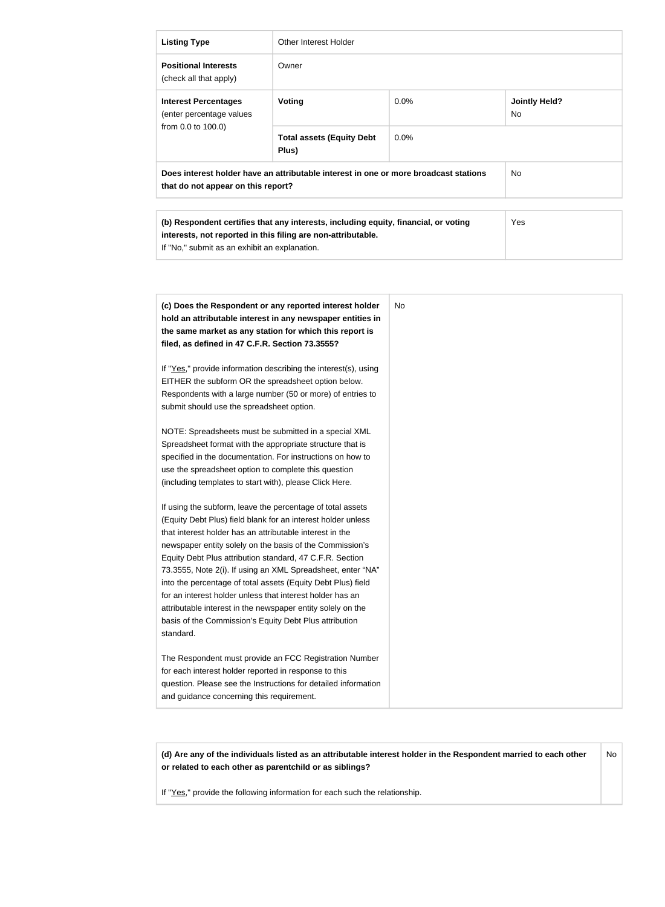| Listing Type | Other Interest Holder | | |
| --- | --- | --- | --- |
| **Positional Interests** (check all that apply) | Owner | | |
| **Interest Percentages** (enter percentage values from 0.0 to 100.0) | **Voting** | 0.0% | **Jointly Held?** No |
| | **Total assets (Equity Debt Plus)** | 0.0% | |
| **Does interest holder have an attributable interest in one or more broadcast stations that do not appear on this report?** | | | No |

| **(b) Respondent certifies that any interests, including equity, financial, or voting interests, not reported in this filing are non-attributable.** If "No," submit as an exhibit an explanation. | Yes |
| --- | --- |

| **(c) Does the Respondent or any reported interest holder hold an attributable interest in any newspaper entities in the same market as any station for which this report is filed, as defined in 47 C.F.R. Section 73.3555?**<br><br>If "Yes," provide information describing the interest(s), using EITHER the subform OR the spreadsheet option below. Respondents with a large number (50 or more) of entries to submit should use the spreadsheet option.<br><br>NOTE: Spreadsheets must be submitted in a special XML Spreadsheet format with the appropriate structure that is specified in the documentation. For instructions on how to use the spreadsheet option to complete this question (including templates to start with), please Click Here.<br><br>If using the subform, leave the percentage of total assets (Equity Debt Plus) field blank for an interest holder unless that interest holder has an attributable interest in the newspaper entity solely on the basis of the Commission's Equity Debt Plus attribution standard, 47 C.F.R. Section 73.3555, Note 2(i). If using an XML Spreadsheet, enter "NA" into the percentage of total assets (Equity Debt Plus) field for an interest holder unless that interest holder has an attributable interest in the newspaper entity solely on the basis of the Commission's Equity Debt Plus attribution standard.<br><br>The Respondent must provide an FCC Registration Number for each interest holder reported in response to this question. Please see the Instructions for detailed information and guidance concerning this requirement. | No |
| --- | --- |

| **(d) Are any of the individuals listed as an attributable interest holder in the Respondent married to each other or related to each other as parentchild or as siblings?**<br><br>If "Yes," provide the following information for each such the relationship. | No |
| --- | --- |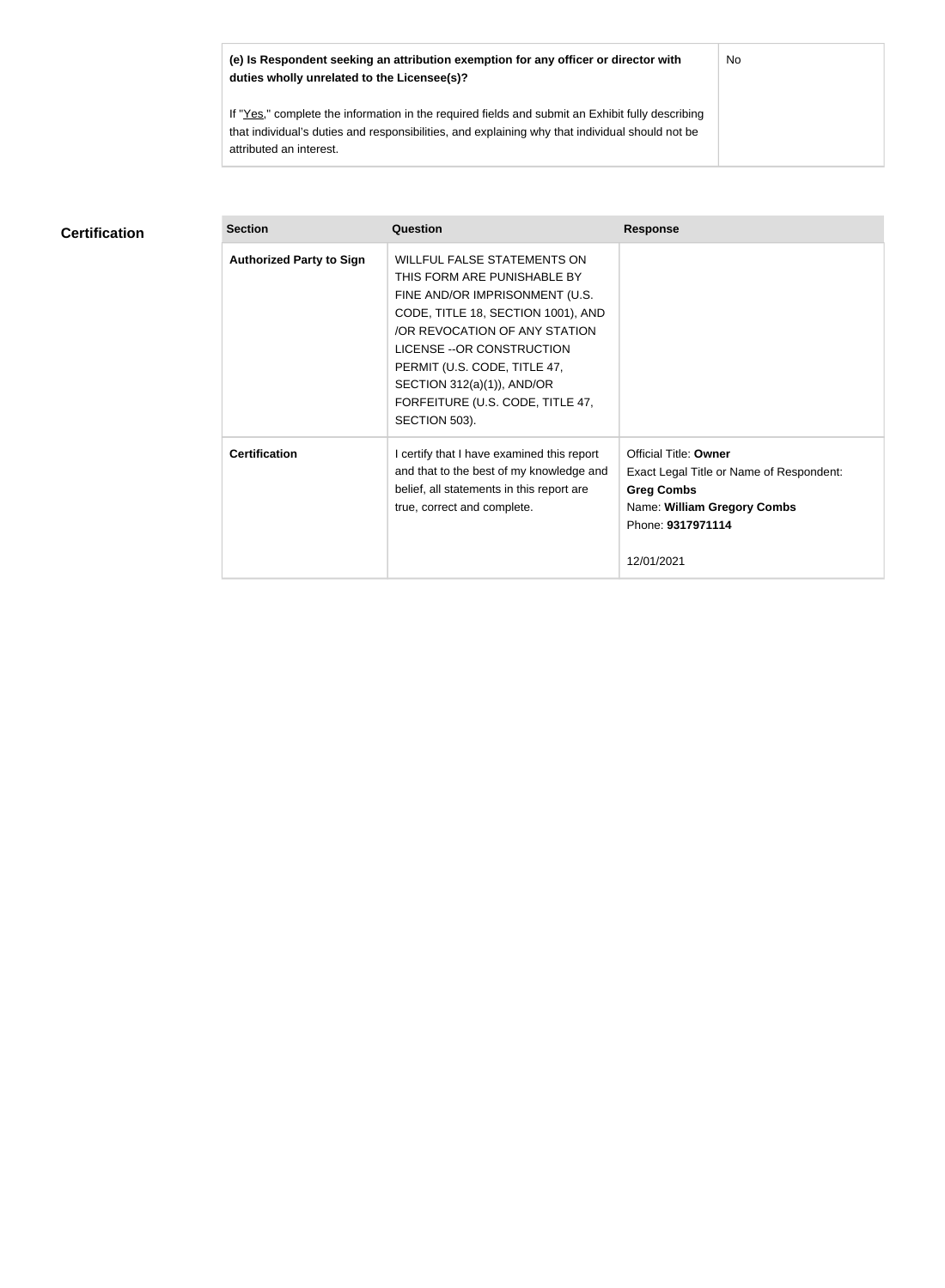| | |
|---|---|
| **(e) Is Respondent seeking an attribution exemption for any officer or director with duties wholly unrelated to the Licensee(s)?**<br><br>If "Yes," complete the information in the required fields and submit an Exhibit fully describing that individual's duties and responsibilities, and explaining why that individual should not be attributed an interest. | No |

## Certification

| Section | Question | Response |
|---|---|---|
| **Authorized Party to Sign** | WILLFUL FALSE STATEMENTS ON THIS FORM ARE PUNISHABLE BY FINE AND/OR IMPRISONMENT (U.S. CODE, TITLE 18, SECTION 1001), AND /OR REVOCATION OF ANY STATION LICENSE --OR CONSTRUCTION PERMIT (U.S. CODE, TITLE 47, SECTION 312(a)(1)), AND/OR FORFEITURE (U.S. CODE, TITLE 47, SECTION 503). | |
| **Certification** | I certify that I have examined this report and that to the best of my knowledge and belief, all statements in this report are true, correct and complete. | Official Title: **Owner**<br>Exact Legal Title or Name of Respondent: **Greg Combs**<br>Name: **William Gregory Combs**<br>Phone: **9317971114**<br><br>12/01/2021 |